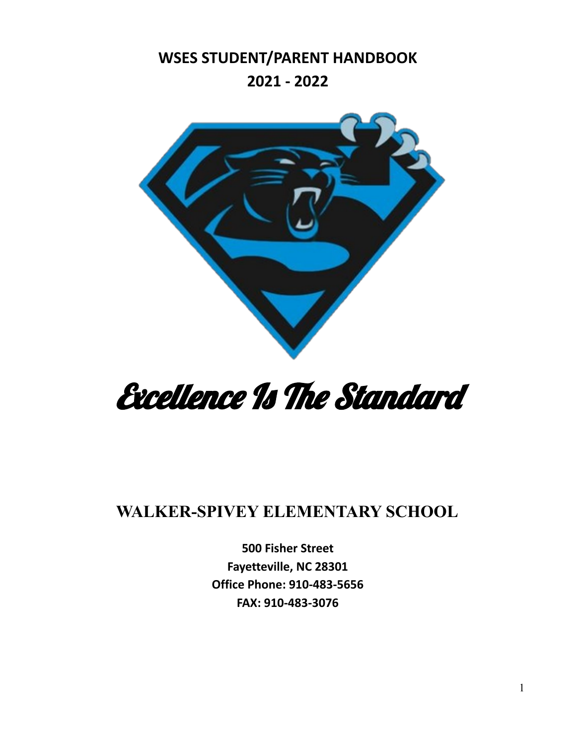# WSES STUDENT/PARENT HANDBOOK
# 2021 - 2022

# Excellence Is The Standard

## WALKER-SPIVEY ELEMENTARY SCHOOL

**500 Fisher Street**
**Fayetteville, NC 28301**
**Office Phone: 910-483-5656**
**FAX: 910-483-3076**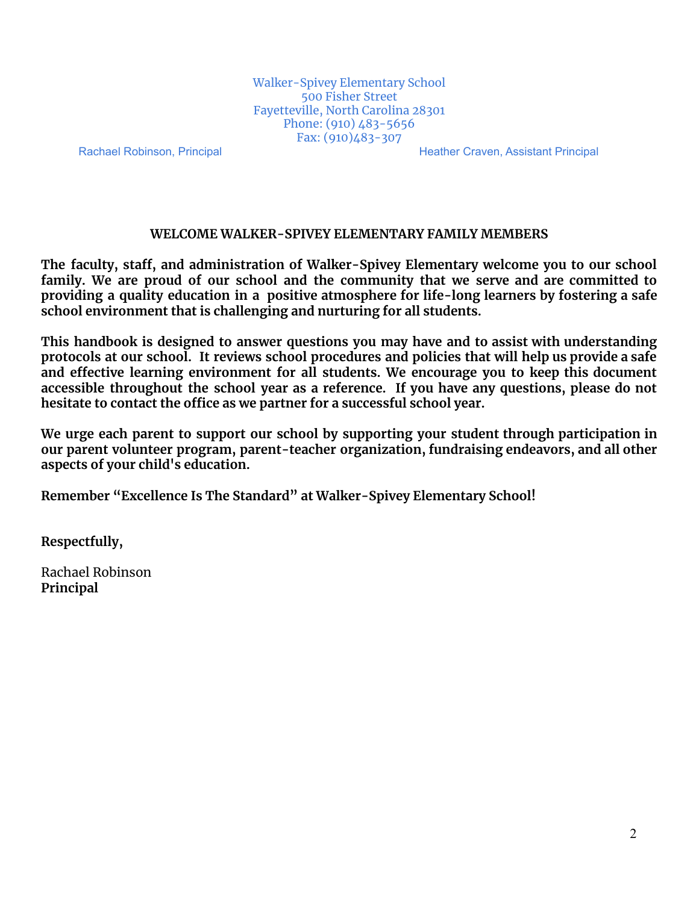Walker-Spivey Elementary School
500 Fisher Street
Fayetteville, North Carolina 28301
Phone: (910) 483-5656
Fax: (910)483-307

Rachael Robinson, Principal

Heather Craven, Assistant Principal

## WELCOME WALKER-SPIVEY ELEMENTARY FAMILY MEMBERS

**The faculty, staff, and administration of Walker-Spivey Elementary welcome you to our school family. We are proud of our school and the community that we serve and are committed to providing a quality education in a positive atmosphere for life-long learners by fostering a safe school environment that is challenging and nurturing for all students.**

**This handbook is designed to answer questions you may have and to assist with understanding protocols at our school. It reviews school procedures and policies that will help us provide a safe and effective learning environment for all students. We encourage you to keep this document accessible throughout the school year as a reference. If you have any questions, please do not hesitate to contact the office as we partner for a successful school year.**

**We urge each parent to support our school by supporting your student through participation in our parent volunteer program, parent-teacher organization, fundraising endeavors, and all other aspects of your child's education.**

**Remember "Excellence Is The Standard" at Walker-Spivey Elementary School!**

**Respectfully,**

Rachael Robinson
**Principal**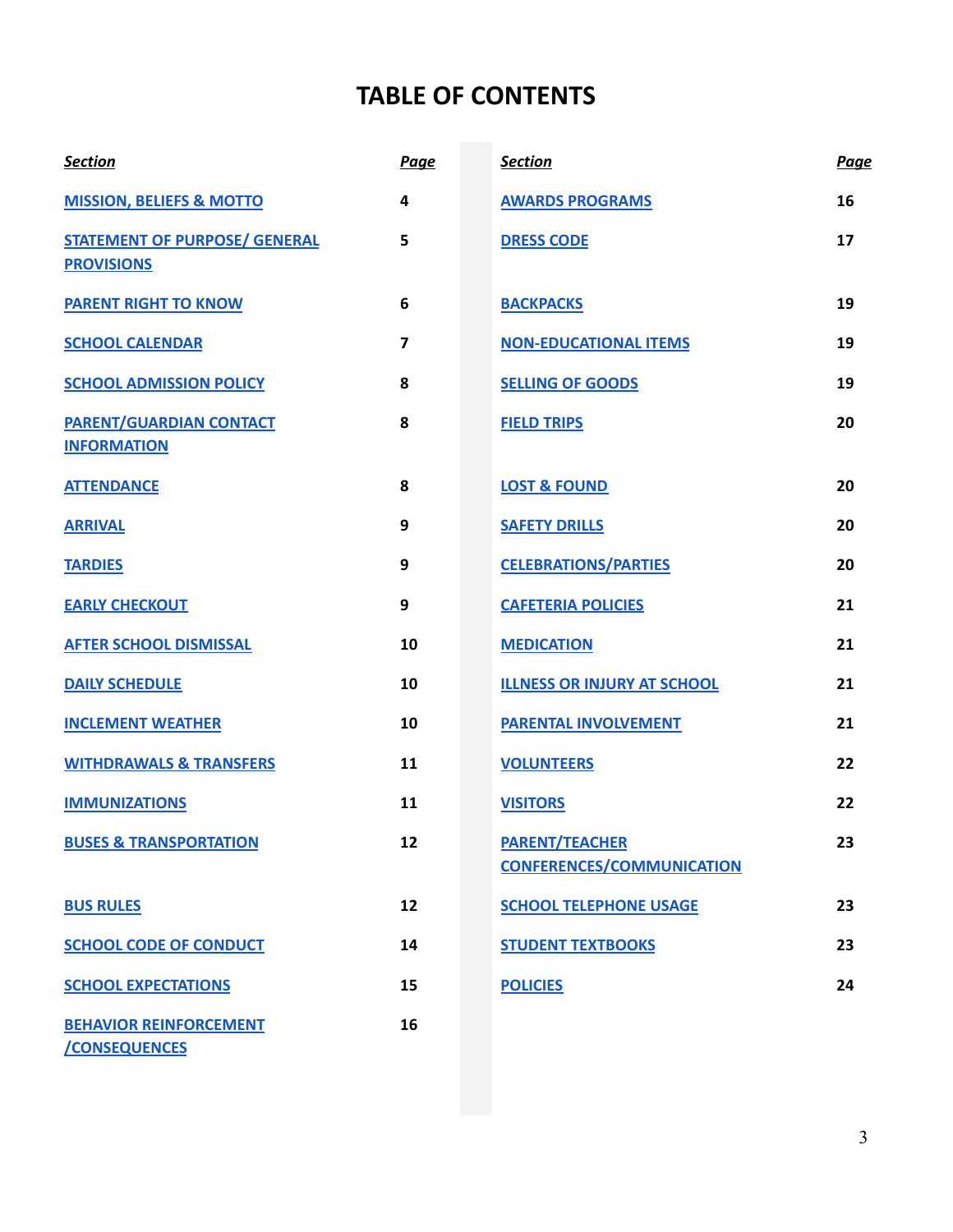# TABLE OF CONTENTS

| ***Section*** | ***Page*** |
|---|---|
| MISSION, BELIEFS & MOTTO | 4 |
| STATEMENT OF PURPOSE/ GENERAL PROVISIONS | 5 |
| PARENT RIGHT TO KNOW | 6 |
| SCHOOL CALENDAR | 7 |
| SCHOOL ADMISSION POLICY | 8 |
| PARENT/GUARDIAN CONTACT INFORMATION | 8 |
| ATTENDANCE | 8 |
| ARRIVAL | 9 |
| TARDIES | 9 |
| EARLY CHECKOUT | 9 |
| AFTER SCHOOL DISMISSAL | 10 |
| DAILY SCHEDULE | 10 |
| INCLEMENT WEATHER | 10 |
| WITHDRAWALS & TRANSFERS | 11 |
| IMMUNIZATIONS | 11 |
| BUSES & TRANSPORTATION | 12 |
| BUS RULES | 12 |
| SCHOOL CODE OF CONDUCT | 14 |
| SCHOOL EXPECTATIONS | 15 |
| BEHAVIOR REINFORCEMENT /CONSEQUENCES | 16 |
| AWARDS PROGRAMS | 16 |
| DRESS CODE | 17 |
| BACKPACKS | 19 |
| NON-EDUCATIONAL ITEMS | 19 |
| SELLING OF GOODS | 19 |
| FIELD TRIPS | 20 |
| LOST & FOUND | 20 |
| SAFETY DRILLS | 20 |
| CELEBRATIONS/PARTIES | 20 |
| CAFETERIA POLICIES | 21 |
| MEDICATION | 21 |
| ILLNESS OR INJURY AT SCHOOL | 21 |
| PARENTAL INVOLVEMENT | 21 |
| VOLUNTEERS | 22 |
| VISITORS | 22 |
| PARENT/TEACHER CONFERENCES/COMMUNICATION | 23 |
| SCHOOL TELEPHONE USAGE | 23 |
| STUDENT TEXTBOOKS | 23 |
| POLICIES | 24 |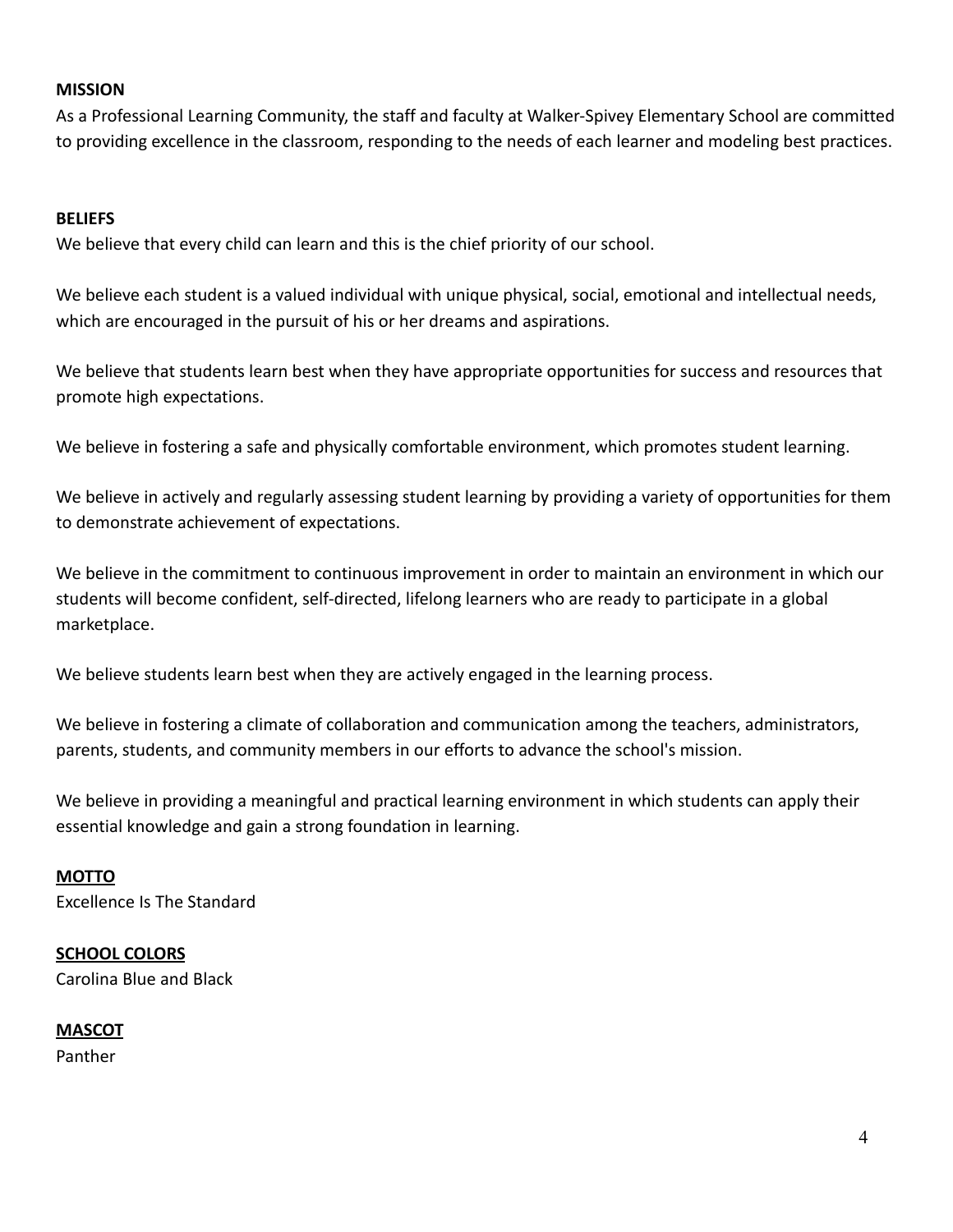**MISSION**

As a Professional Learning Community, the staff and faculty at Walker-Spivey Elementary School are committed to providing excellence in the classroom, responding to the needs of each learner and modeling best practices.

**BELIEFS**

We believe that every child can learn and this is the chief priority of our school.

We believe each student is a valued individual with unique physical, social, emotional and intellectual needs, which are encouraged in the pursuit of his or her dreams and aspirations.

We believe that students learn best when they have appropriate opportunities for success and resources that promote high expectations.

We believe in fostering a safe and physically comfortable environment, which promotes student learning.

We believe in actively and regularly assessing student learning by providing a variety of opportunities for them to demonstrate achievement of expectations.

We believe in the commitment to continuous improvement in order to maintain an environment in which our students will become confident, self-directed, lifelong learners who are ready to participate in a global marketplace.

We believe students learn best when they are actively engaged in the learning process.

We believe in fostering a climate of collaboration and communication among the teachers, administrators, parents, students, and community members in our efforts to advance the school's mission.

We believe in providing a meaningful and practical learning environment in which students can apply their essential knowledge and gain a strong foundation in learning.

**MOTTO**

Excellence Is The Standard

**SCHOOL COLORS**

Carolina Blue and Black

**MASCOT**

Panther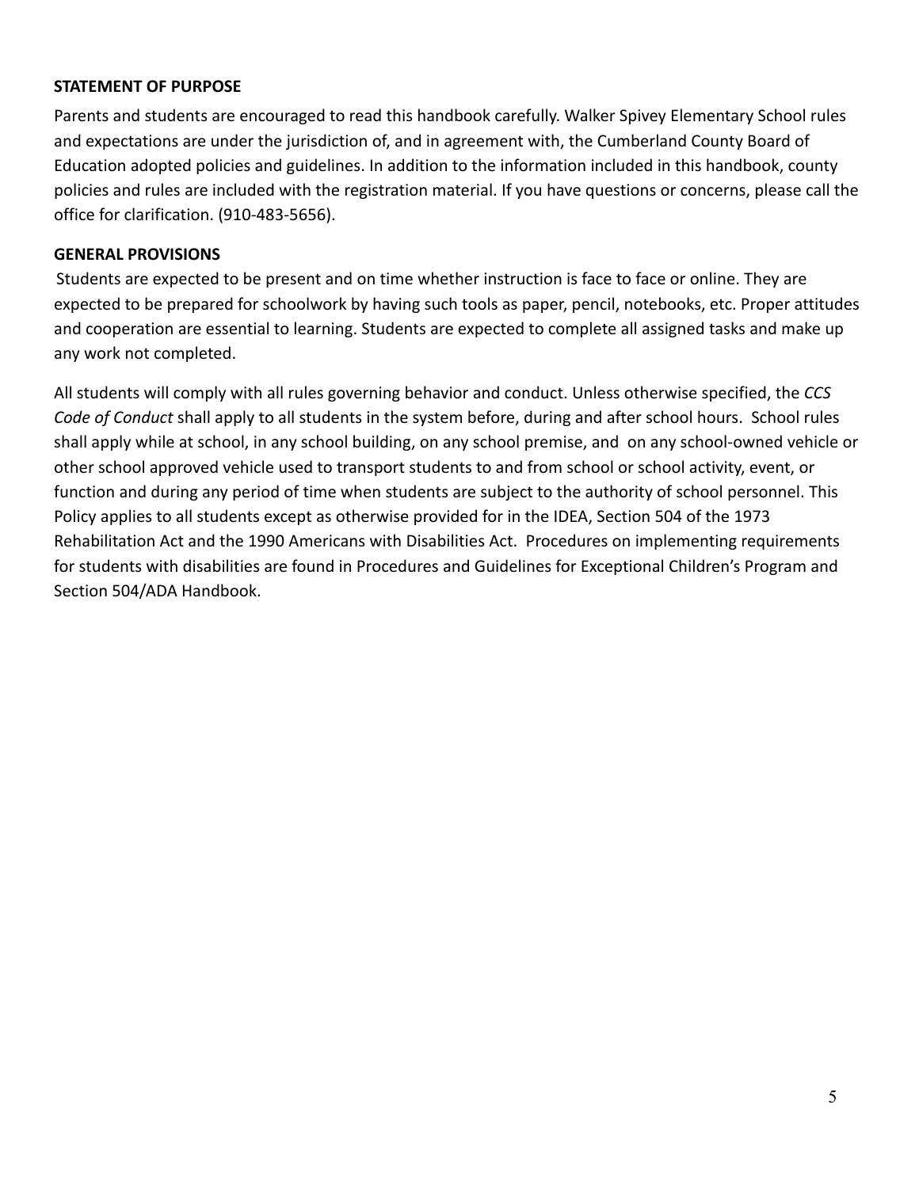**STATEMENT OF PURPOSE**

Parents and students are encouraged to read this handbook carefully. Walker Spivey Elementary School rules and expectations are under the jurisdiction of, and in agreement with, the Cumberland County Board of Education adopted policies and guidelines. In addition to the information included in this handbook, county policies and rules are included with the registration material. If you have questions or concerns, please call the office for clarification. (910-483-5656).

**GENERAL PROVISIONS**

Students are expected to be present and on time whether instruction is face to face or online. They are expected to be prepared for schoolwork by having such tools as paper, pencil, notebooks, etc. Proper attitudes and cooperation are essential to learning. Students are expected to complete all assigned tasks and make up any work not completed.

All students will comply with all rules governing behavior and conduct. Unless otherwise specified, the *CCS Code of Conduct* shall apply to all students in the system before, during and after school hours. School rules shall apply while at school, in any school building, on any school premise, and on any school-owned vehicle or other school approved vehicle used to transport students to and from school or school activity, event, or function and during any period of time when students are subject to the authority of school personnel. This Policy applies to all students except as otherwise provided for in the IDEA, Section 504 of the 1973 Rehabilitation Act and the 1990 Americans with Disabilities Act. Procedures on implementing requirements for students with disabilities are found in Procedures and Guidelines for Exceptional Children's Program and Section 504/ADA Handbook.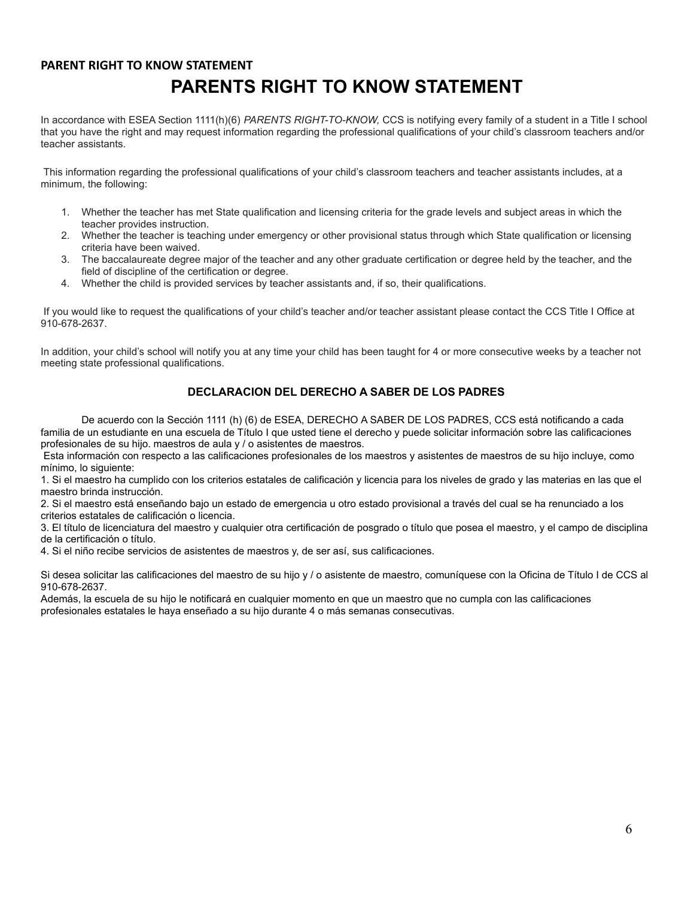**PARENT RIGHT TO KNOW STATEMENT**

# PARENTS RIGHT TO KNOW STATEMENT

In accordance with ESEA Section 1111(h)(6) *PARENTS RIGHT-TO-KNOW,* CCS is notifying every family of a student in a Title I school that you have the right and may request information regarding the professional qualifications of your child's classroom teachers and/or teacher assistants.

This information regarding the professional qualifications of your child's classroom teachers and teacher assistants includes, at a minimum, the following:

1. Whether the teacher has met State qualification and licensing criteria for the grade levels and subject areas in which the teacher provides instruction.
2. Whether the teacher is teaching under emergency or other provisional status through which State qualification or licensing criteria have been waived.
3. The baccalaureate degree major of the teacher and any other graduate certification or degree held by the teacher, and the field of discipline of the certification or degree.
4. Whether the child is provided services by teacher assistants and, if so, their qualifications.

If you would like to request the qualifications of your child's teacher and/or teacher assistant please contact the CCS Title I Office at 910-678-2637.

In addition, your child's school will notify you at any time your child has been taught for 4 or more consecutive weeks by a teacher not meeting state professional qualifications.

### DECLARACION DEL DERECHO A SABER DE LOS PADRES

De acuerdo con la Sección 1111 (h) (6) de ESEA, DERECHO A SABER DE LOS PADRES, CCS está notificando a cada familia de un estudiante en una escuela de Título I que usted tiene el derecho y puede solicitar información sobre las calificaciones profesionales de su hijo. maestros de aula y / o asistentes de maestros.

Esta información con respecto a las calificaciones profesionales de los maestros y asistentes de maestros de su hijo incluye, como mínimo, lo siguiente:

1. Si el maestro ha cumplido con los criterios estatales de calificación y licencia para los niveles de grado y las materias en las que el maestro brinda instrucción.
2. Si el maestro está enseñando bajo un estado de emergencia u otro estado provisional a través del cual se ha renunciado a los criterios estatales de calificación o licencia.
3. El título de licenciatura del maestro y cualquier otra certificación de posgrado o título que posea el maestro, y el campo de disciplina de la certificación o título.
4. Si el niño recibe servicios de asistentes de maestros y, de ser así, sus calificaciones.

Si desea solicitar las calificaciones del maestro de su hijo y / o asistente de maestro, comuníquese con la Oficina de Título I de CCS al 910-678-2637.

Además, la escuela de su hijo le notificará en cualquier momento en que un maestro que no cumpla con las calificaciones profesionales estatales le haya enseñado a su hijo durante 4 o más semanas consecutivas.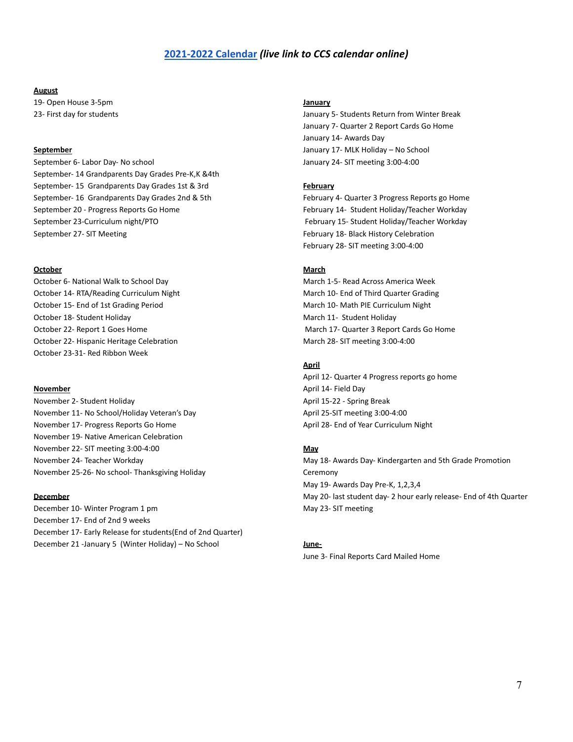## [2021-2022 Calendar](#) *(live link to CCS calendar online)*

**August**

19- Open House 3-5pm
23- First day for students

**September**

September 6- Labor Day- No school
September- 14 Grandparents Day Grades Pre-K,K &4th
September- 15 Grandparents Day Grades 1st & 3rd
September- 16 Grandparents Day Grades 2nd & 5th
September 20 - Progress Reports Go Home
September 23-Curriculum night/PTO
September 27- SIT Meeting

**October**

October 6- National Walk to School Day
October 14- RTA/Reading Curriculum Night
October 15- End of 1st Grading Period
October 18- Student Holiday
October 22- Report 1 Goes Home
October 22- Hispanic Heritage Celebration
October 23-31- Red Ribbon Week

**November**

November 2- Student Holiday
November 11- No School/Holiday Veteran's Day
November 17- Progress Reports Go Home
November 19- Native American Celebration
November 22- SIT meeting 3:00-4:00
November 24- Teacher Workday
November 25-26- No school- Thanksgiving Holiday

**December**

December 10- Winter Program 1 pm
December 17- End of 2nd 9 weeks
December 17- Early Release for students(End of 2nd Quarter)
December 21 -January 5 (Winter Holiday) – No School

**January**

January 5- Students Return from Winter Break
January 7- Quarter 2 Report Cards Go Home
January 14- Awards Day
January 17- MLK Holiday – No School
January 24- SIT meeting 3:00-4:00

**February**

February 4- Quarter 3 Progress Reports go Home
February 14- Student Holiday/Teacher Workday
February 15- Student Holiday/Teacher Workday
February 18- Black History Celebration
February 28- SIT meeting 3:00-4:00

**March**

March 1-5- Read Across America Week
March 10- End of Third Quarter Grading
March 10- Math PIE Curriculum Night
March 11- Student Holiday
March 17- Quarter 3 Report Cards Go Home
March 28- SIT meeting 3:00-4:00

**April**

April 12- Quarter 4 Progress reports go home
April 14- Field Day
April 15-22 - Spring Break
April 25-SIT meeting 3:00-4:00
April 28- End of Year Curriculum Night

**May**

May 18- Awards Day- Kindergarten and 5th Grade Promotion Ceremony
May 19- Awards Day Pre-K, 1,2,3,4
May 20- last student day- 2 hour early release- End of 4th Quarter
May 23- SIT meeting

**June-**

June 3- Final Reports Card Mailed Home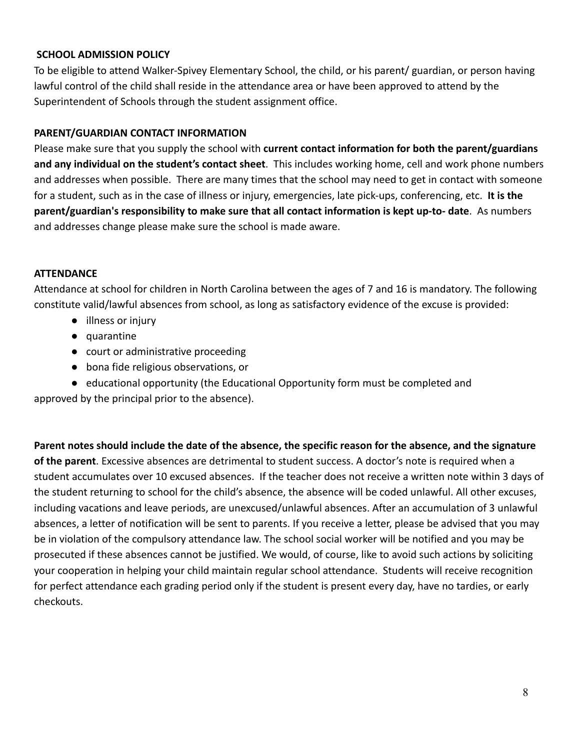**SCHOOL ADMISSION POLICY**

To be eligible to attend Walker-Spivey Elementary School, the child, or his parent/ guardian, or person having lawful control of the child shall reside in the attendance area or have been approved to attend by the Superintendent of Schools through the student assignment office.

**PARENT/GUARDIAN CONTACT INFORMATION**

Please make sure that you supply the school with **current contact information for both the parent/guardians and any individual on the student's contact sheet**. This includes working home, cell and work phone numbers and addresses when possible. There are many times that the school may need to get in contact with someone for a student, such as in the case of illness or injury, emergencies, late pick-ups, conferencing, etc. **It is the parent/guardian's responsibility to make sure that all contact information is kept up-to- date**. As numbers and addresses change please make sure the school is made aware.

**ATTENDANCE**

Attendance at school for children in North Carolina between the ages of 7 and 16 is mandatory. The following constitute valid/lawful absences from school, as long as satisfactory evidence of the excuse is provided:

- illness or injury
- quarantine
- court or administrative proceeding
- bona fide religious observations, or
- educational opportunity (the Educational Opportunity form must be completed and approved by the principal prior to the absence).

**Parent notes should include the date of the absence, the specific reason for the absence, and the signature of the parent**. Excessive absences are detrimental to student success. A doctor's note is required when a student accumulates over 10 excused absences. If the teacher does not receive a written note within 3 days of the student returning to school for the child's absence, the absence will be coded unlawful. All other excuses, including vacations and leave periods, are unexcused/unlawful absences. After an accumulation of 3 unlawful absences, a letter of notification will be sent to parents. If you receive a letter, please be advised that you may be in violation of the compulsory attendance law. The school social worker will be notified and you may be prosecuted if these absences cannot be justified. We would, of course, like to avoid such actions by soliciting your cooperation in helping your child maintain regular school attendance. Students will receive recognition for perfect attendance each grading period only if the student is present every day, have no tardies, or early checkouts.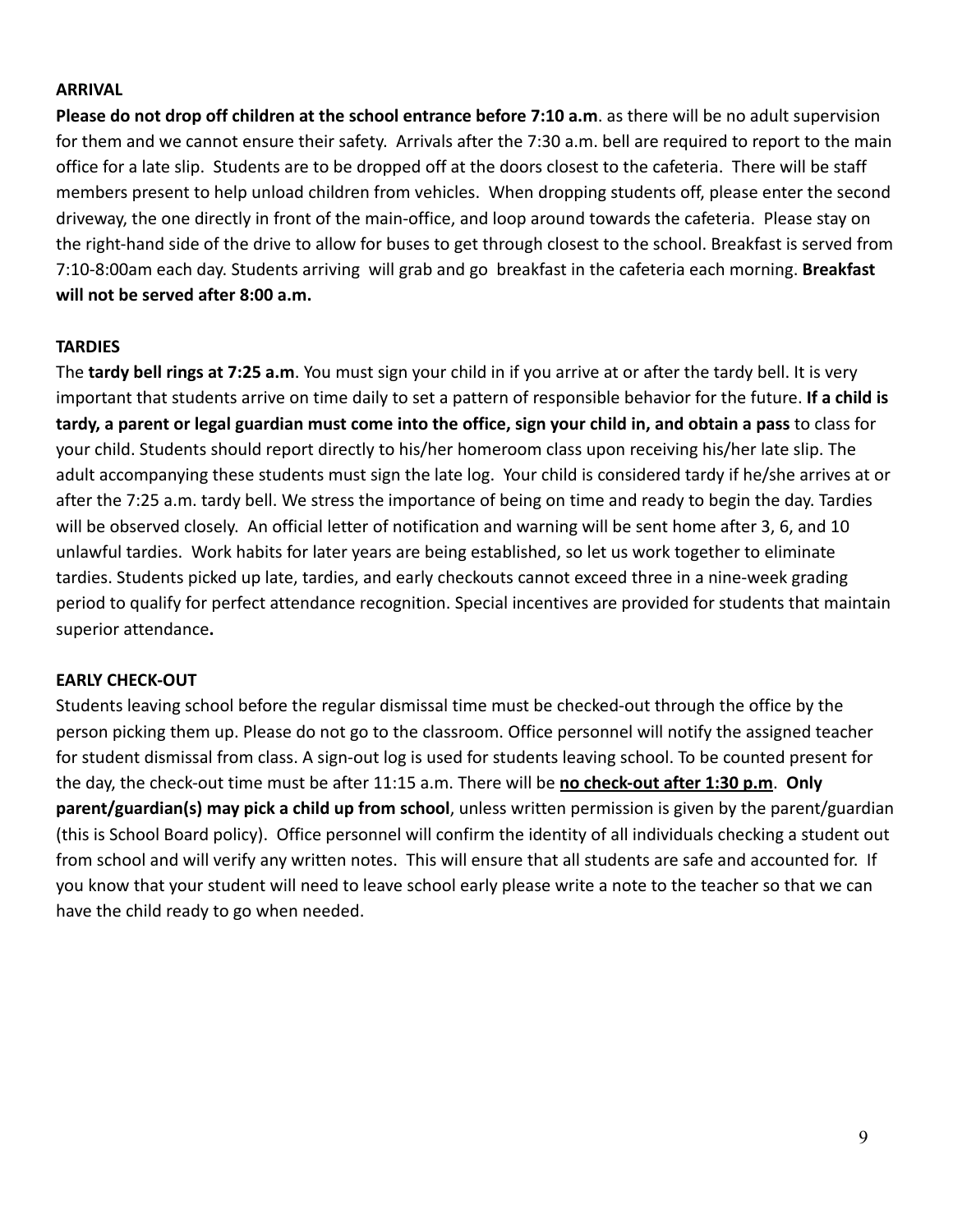**ARRIVAL**

**Please do not drop off children at the school entrance before 7:10 a.m**. as there will be no adult supervision for them and we cannot ensure their safety. Arrivals after the 7:30 a.m. bell are required to report to the main office for a late slip. Students are to be dropped off at the doors closest to the cafeteria. There will be staff members present to help unload children from vehicles. When dropping students off, please enter the second driveway, the one directly in front of the main-office, and loop around towards the cafeteria. Please stay on the right-hand side of the drive to allow for buses to get through closest to the school. Breakfast is served from 7:10-8:00am each day. Students arriving will grab and go breakfast in the cafeteria each morning. **Breakfast will not be served after 8:00 a.m.**

**TARDIES**

The **tardy bell rings at 7:25 a.m**. You must sign your child in if you arrive at or after the tardy bell. It is very important that students arrive on time daily to set a pattern of responsible behavior for the future. **If a child is tardy, a parent or legal guardian must come into the office, sign your child in, and obtain a pass** to class for your child. Students should report directly to his/her homeroom class upon receiving his/her late slip. The adult accompanying these students must sign the late log. Your child is considered tardy if he/she arrives at or after the 7:25 a.m. tardy bell. We stress the importance of being on time and ready to begin the day. Tardies will be observed closely. An official letter of notification and warning will be sent home after 3, 6, and 10 unlawful tardies. Work habits for later years are being established, so let us work together to eliminate tardies. Students picked up late, tardies, and early checkouts cannot exceed three in a nine-week grading period to qualify for perfect attendance recognition. Special incentives are provided for students that maintain superior attendance**.**

**EARLY CHECK-OUT**

Students leaving school before the regular dismissal time must be checked-out through the office by the person picking them up. Please do not go to the classroom. Office personnel will notify the assigned teacher for student dismissal from class. A sign-out log is used for students leaving school. To be counted present for the day, the check-out time must be after 11:15 a.m. There will be **<u>no check-out after 1:30 p.m</u>**. **Only parent/guardian(s) may pick a child up from school**, unless written permission is given by the parent/guardian (this is School Board policy). Office personnel will confirm the identity of all individuals checking a student out from school and will verify any written notes. This will ensure that all students are safe and accounted for. If you know that your student will need to leave school early please write a note to the teacher so that we can have the child ready to go when needed.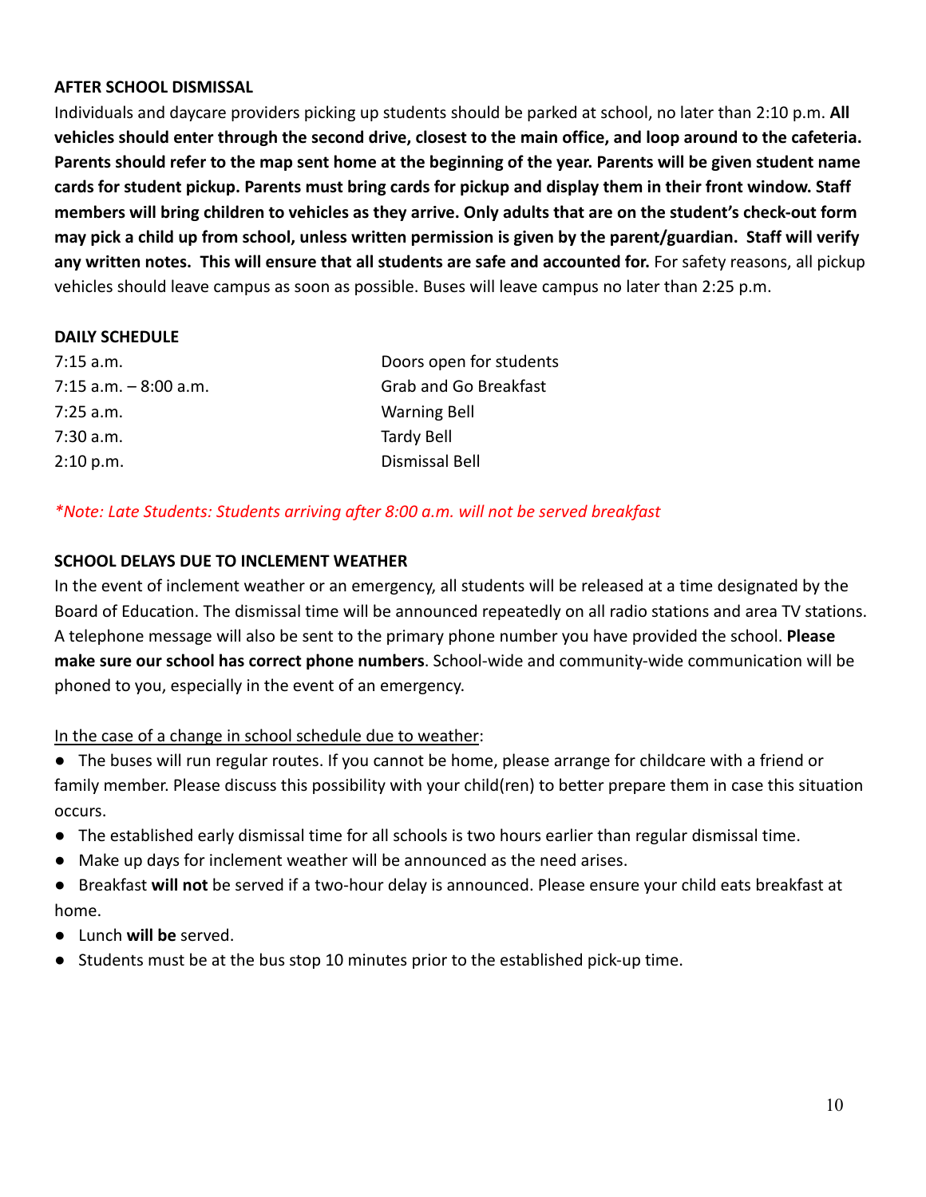**AFTER SCHOOL DISMISSAL**

Individuals and daycare providers picking up students should be parked at school, no later than 2:10 p.m. **All vehicles should enter through the second drive, closest to the main office, and loop around to the cafeteria. Parents should refer to the map sent home at the beginning of the year. Parents will be given student name cards for student pickup. Parents must bring cards for pickup and display them in their front window. Staff members will bring children to vehicles as they arrive. Only adults that are on the student's check-out form may pick a child up from school, unless written permission is given by the parent/guardian. Staff will verify any written notes. This will ensure that all students are safe and accounted for.** For safety reasons, all pickup vehicles should leave campus as soon as possible. Buses will leave campus no later than 2:25 p.m.

**DAILY SCHEDULE**

| | |
|---|---|
| 7:15 a.m. | Doors open for students |
| 7:15 a.m. – 8:00 a.m. | Grab and Go Breakfast |
| 7:25 a.m. | Warning Bell |
| 7:30 a.m. | Tardy Bell |
| 2:10 p.m. | Dismissal Bell |

*\*Note: Late Students: Students arriving after 8:00 a.m. will not be served breakfast*

**SCHOOL DELAYS DUE TO INCLEMENT WEATHER**

In the event of inclement weather or an emergency, all students will be released at a time designated by the Board of Education. The dismissal time will be announced repeatedly on all radio stations and area TV stations. A telephone message will also be sent to the primary phone number you have provided the school. **Please make sure our school has correct phone numbers**. School-wide and community-wide communication will be phoned to you, especially in the event of an emergency.

In the case of a change in school schedule due to weather:

- The buses will run regular routes. If you cannot be home, please arrange for childcare with a friend or family member. Please discuss this possibility with your child(ren) to better prepare them in case this situation occurs.
- The established early dismissal time for all schools is two hours earlier than regular dismissal time.
- Make up days for inclement weather will be announced as the need arises.
- Breakfast **will not** be served if a two-hour delay is announced. Please ensure your child eats breakfast at home.
- Lunch **will be** served.
- Students must be at the bus stop 10 minutes prior to the established pick-up time.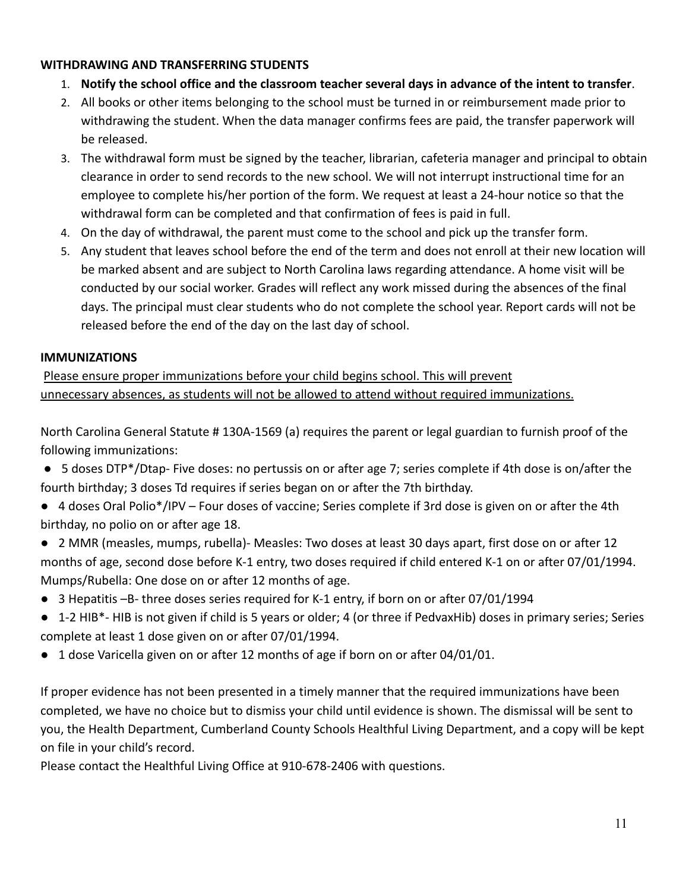**WITHDRAWING AND TRANSFERRING STUDENTS**

1. **Notify the school office and the classroom teacher several days in advance of the intent to transfer**.
2. All books or other items belonging to the school must be turned in or reimbursement made prior to withdrawing the student. When the data manager confirms fees are paid, the transfer paperwork will be released.
3. The withdrawal form must be signed by the teacher, librarian, cafeteria manager and principal to obtain clearance in order to send records to the new school. We will not interrupt instructional time for an employee to complete his/her portion of the form. We request at least a 24-hour notice so that the withdrawal form can be completed and that confirmation of fees is paid in full.
4. On the day of withdrawal, the parent must come to the school and pick up the transfer form.
5. Any student that leaves school before the end of the term and does not enroll at their new location will be marked absent and are subject to North Carolina laws regarding attendance. A home visit will be conducted by our social worker. Grades will reflect any work missed during the absences of the final days. The principal must clear students who do not complete the school year. Report cards will not be released before the end of the day on the last day of school.

**IMMUNIZATIONS**

<u>Please ensure proper immunizations before your child begins school. This will prevent unnecessary absences, as students will not be allowed to attend without required immunizations.</u>

North Carolina General Statute # 130A-1569 (a) requires the parent or legal guardian to furnish proof of the following immunizations:

- 5 doses DTP*/Dtap- Five doses: no pertussis on or after age 7; series complete if 4th dose is on/after the fourth birthday; 3 doses Td requires if series began on or after the 7th birthday.
- 4 doses Oral Polio*/IPV – Four doses of vaccine; Series complete if 3rd dose is given on or after the 4th birthday, no polio on or after age 18.
- 2 MMR (measles, mumps, rubella)- Measles: Two doses at least 30 days apart, first dose on or after 12 months of age, second dose before K-1 entry, two doses required if child entered K-1 on or after 07/01/1994. Mumps/Rubella: One dose on or after 12 months of age.
- 3 Hepatitis –B- three doses series required for K-1 entry, if born on or after 07/01/1994
- 1-2 HIB*- HIB is not given if child is 5 years or older; 4 (or three if PedvaxHib) doses in primary series; Series complete at least 1 dose given on or after 07/01/1994.
- 1 dose Varicella given on or after 12 months of age if born on or after 04/01/01.

If proper evidence has not been presented in a timely manner that the required immunizations have been completed, we have no choice but to dismiss your child until evidence is shown. The dismissal will be sent to you, the Health Department, Cumberland County Schools Healthful Living Department, and a copy will be kept on file in your child's record.

Please contact the Healthful Living Office at 910-678-2406 with questions.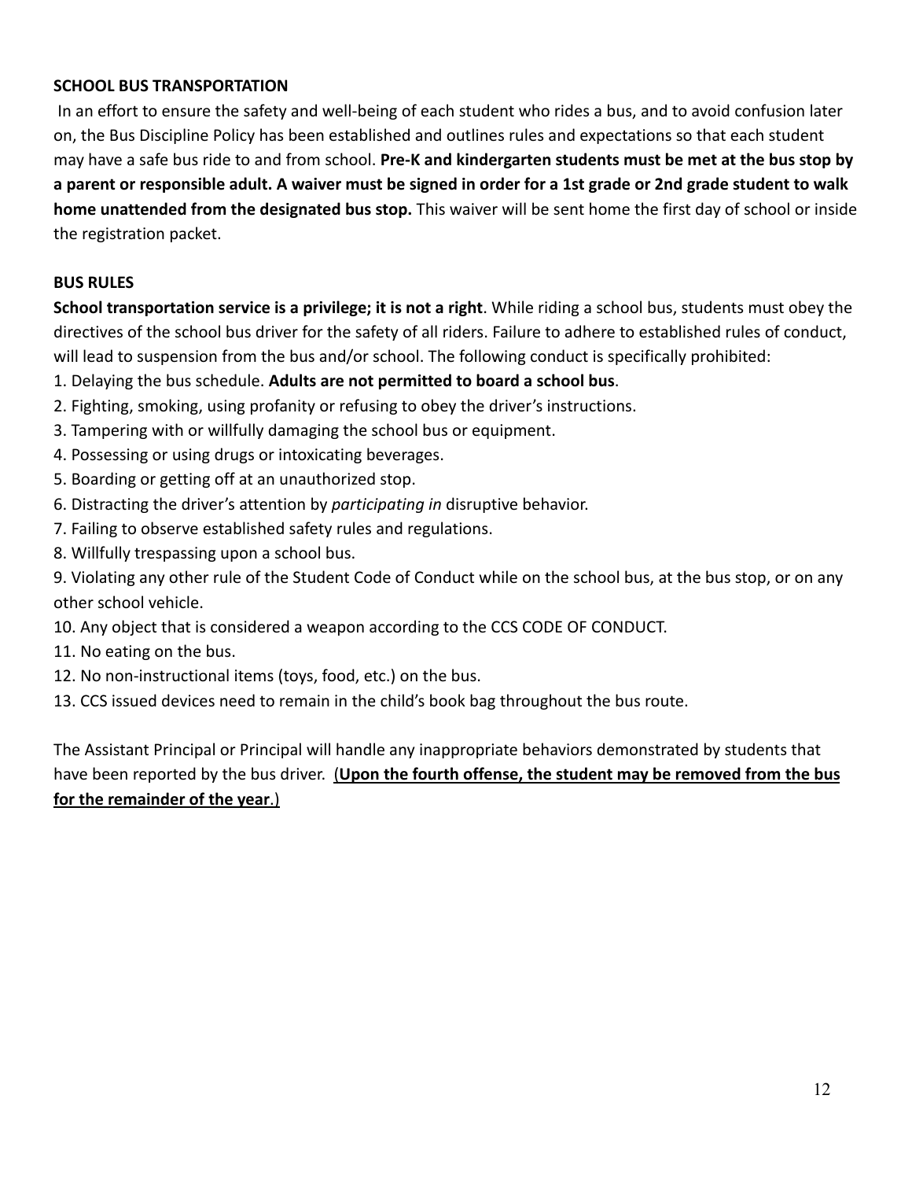## SCHOOL BUS TRANSPORTATION

In an effort to ensure the safety and well-being of each student who rides a bus, and to avoid confusion later on, the Bus Discipline Policy has been established and outlines rules and expectations so that each student may have a safe bus ride to and from school. **Pre-K and kindergarten students must be met at the bus stop by a parent or responsible adult. A waiver must be signed in order for a 1st grade or 2nd grade student to walk home unattended from the designated bus stop.** This waiver will be sent home the first day of school or inside the registration packet.

## BUS RULES

**School transportation service is a privilege; it is not a right**. While riding a school bus, students must obey the directives of the school bus driver for the safety of all riders. Failure to adhere to established rules of conduct, will lead to suspension from the bus and/or school. The following conduct is specifically prohibited:

1. Delaying the bus schedule. **Adults are not permitted to board a school bus**.
2. Fighting, smoking, using profanity or refusing to obey the driver's instructions.
3. Tampering with or willfully damaging the school bus or equipment.
4. Possessing or using drugs or intoxicating beverages.
5. Boarding or getting off at an unauthorized stop.
6. Distracting the driver's attention by *participating in* disruptive behavior.
7. Failing to observe established safety rules and regulations.
8. Willfully trespassing upon a school bus.
9. Violating any other rule of the Student Code of Conduct while on the school bus, at the bus stop, or on any other school vehicle.
10. Any object that is considered a weapon according to the CCS CODE OF CONDUCT.
11. No eating on the bus.
12. No non-instructional items (toys, food, etc.) on the bus.
13. CCS issued devices need to remain in the child's book bag throughout the bus route.

The Assistant Principal or Principal will handle any inappropriate behaviors demonstrated by students that have been reported by the bus driver. (**<u>Upon the fourth offense, the student may be removed from the bus for the remainder of the year</u>**.)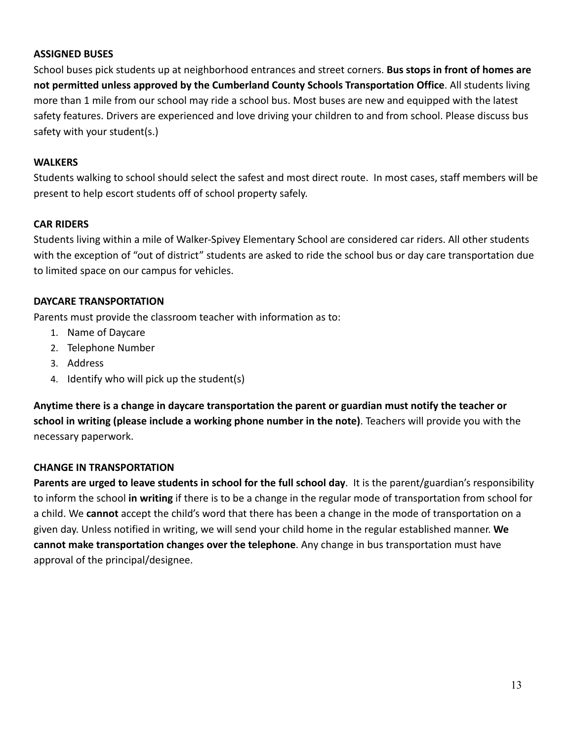## ASSIGNED BUSES

School buses pick students up at neighborhood entrances and street corners. **Bus stops in front of homes are not permitted unless approved by the Cumberland County Schools Transportation Office**. All students living more than 1 mile from our school may ride a school bus. Most buses are new and equipped with the latest safety features. Drivers are experienced and love driving your children to and from school. Please discuss bus safety with your student(s.)

## WALKERS

Students walking to school should select the safest and most direct route. In most cases, staff members will be present to help escort students off of school property safely.

## CAR RIDERS

Students living within a mile of Walker-Spivey Elementary School are considered car riders. All other students with the exception of "out of district" students are asked to ride the school bus or day care transportation due to limited space on our campus for vehicles.

## DAYCARE TRANSPORTATION

Parents must provide the classroom teacher with information as to:

1. Name of Daycare
2. Telephone Number
3. Address
4. Identify who will pick up the student(s)

**Anytime there is a change in daycare transportation the parent or guardian must notify the teacher or school in writing (please include a working phone number in the note)**. Teachers will provide you with the necessary paperwork.

## CHANGE IN TRANSPORTATION

**Parents are urged to leave students in school for the full school day**. It is the parent/guardian's responsibility to inform the school **in writing** if there is to be a change in the regular mode of transportation from school for a child. We **cannot** accept the child's word that there has been a change in the mode of transportation on a given day. Unless notified in writing, we will send your child home in the regular established manner. **We cannot make transportation changes over the telephone**. Any change in bus transportation must have approval of the principal/designee.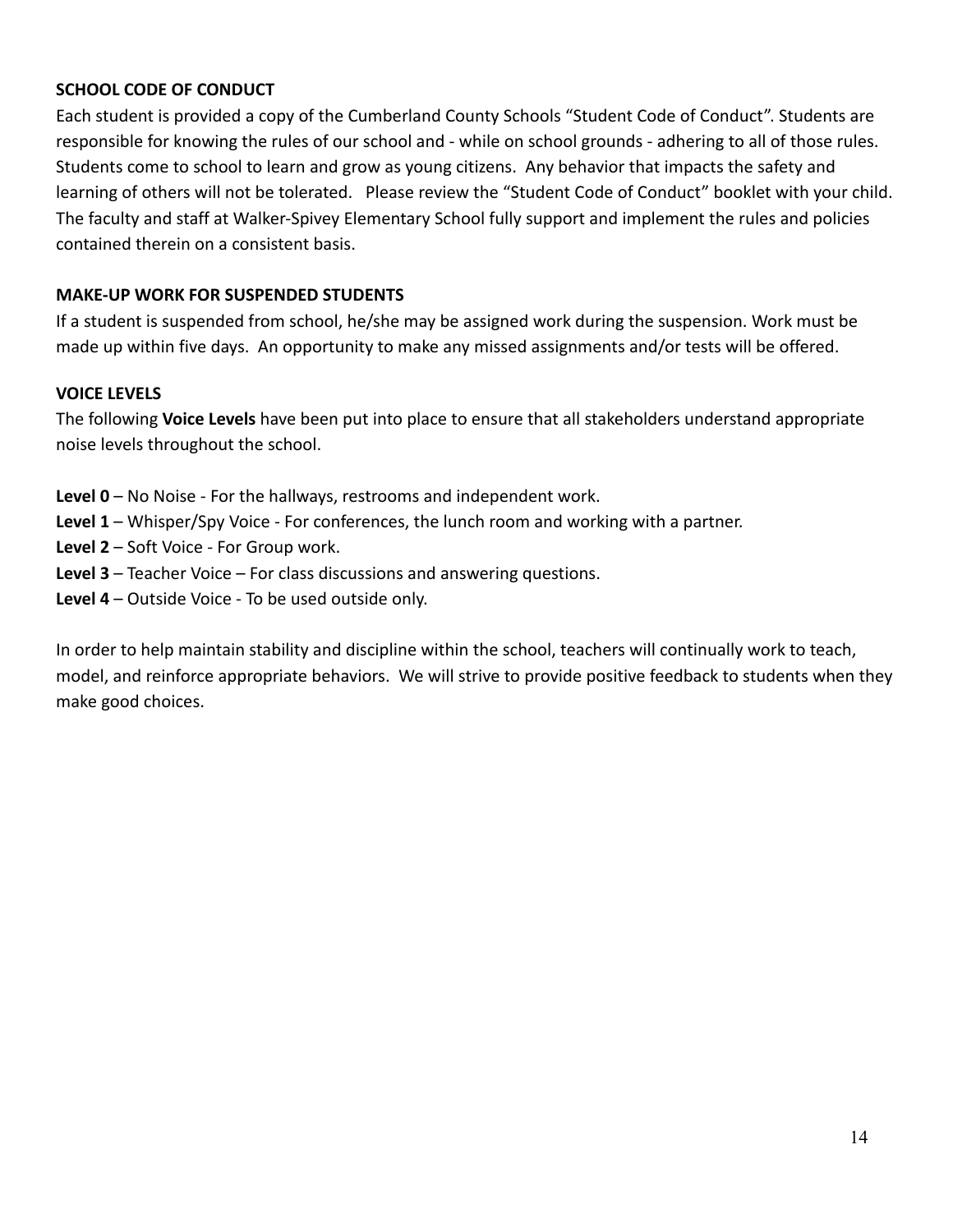### SCHOOL CODE OF CONDUCT

Each student is provided a copy of the Cumberland County Schools "Student Code of Conduct". Students are responsible for knowing the rules of our school and - while on school grounds - adhering to all of those rules. Students come to school to learn and grow as young citizens. Any behavior that impacts the safety and learning of others will not be tolerated. Please review the "Student Code of Conduct" booklet with your child. The faculty and staff at Walker-Spivey Elementary School fully support and implement the rules and policies contained therein on a consistent basis.

### MAKE-UP WORK FOR SUSPENDED STUDENTS

If a student is suspended from school, he/she may be assigned work during the suspension. Work must be made up within five days. An opportunity to make any missed assignments and/or tests will be offered.

### VOICE LEVELS

The following **Voice Levels** have been put into place to ensure that all stakeholders understand appropriate noise levels throughout the school.

**Level 0** – No Noise - For the hallways, restrooms and independent work.
**Level 1** – Whisper/Spy Voice - For conferences, the lunch room and working with a partner.
**Level 2** – Soft Voice - For Group work.
**Level 3** – Teacher Voice – For class discussions and answering questions.
**Level 4** – Outside Voice - To be used outside only.

In order to help maintain stability and discipline within the school, teachers will continually work to teach, model, and reinforce appropriate behaviors. We will strive to provide positive feedback to students when they make good choices.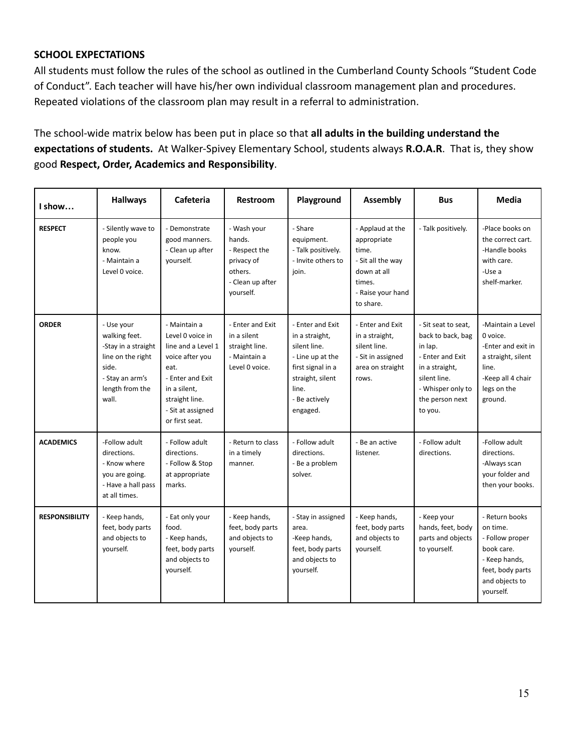**SCHOOL EXPECTATIONS**

All students must follow the rules of the school as outlined in the Cumberland County Schools "Student Code of Conduct". Each teacher will have his/her own individual classroom management plan and procedures. Repeated violations of the classroom plan may result in a referral to administration.

The school-wide matrix below has been put in place so that **all adults in the building understand the expectations of students.** At Walker-Spivey Elementary School, students always **R.O.A.R**. That is, they show good **Respect, Order, Academics and Responsibility**.

| I show… | Hallways | Cafeteria | Restroom | Playground | Assembly | Bus | Media |
|---|---|---|---|---|---|---|---|
| **RESPECT** | - Silently wave to people you know.<br>- Maintain a Level 0 voice. | - Demonstrate good manners.<br>- Clean up after yourself. | - Wash your hands.<br>- Respect the privacy of others.<br>- Clean up after yourself. | - Share equipment.<br>- Talk positively.<br>- Invite others to join. | - Applaud at the appropriate time.<br>- Sit all the way down at all times.<br>- Raise your hand to share. | - Talk positively. | -Place books on the correct cart.<br>-Handle books with care.<br>-Use a shelf-marker. |
| **ORDER** | - Use your walking feet.<br>-Stay in a straight line on the right side.<br>- Stay an arm's length from the wall. | - Maintain a Level 0 voice in line and a Level 1 voice after you eat.<br>- Enter and Exit in a silent, straight line.<br>- Sit at assigned or first seat. | - Enter and Exit in a silent straight line.<br>- Maintain a Level 0 voice. | - Enter and Exit in a straight, silent line.<br>- Line up at the first signal in a straight, silent line.<br>- Be actively engaged. | - Enter and Exit in a straight, silent line.<br>- Sit in assigned area on straight rows. | - Sit seat to seat, back to back, bag in lap.<br>- Enter and Exit in a straight, silent line.<br>- Whisper only to the person next to you. | -Maintain a Level 0 voice.<br>-Enter and exit in a straight, silent line.<br>-Keep all 4 chair legs on the ground. |
| **ACADEMICS** | -Follow adult directions.<br>- Know where you are going.<br>- Have a hall pass at all times. | - Follow adult directions.<br>- Follow & Stop at appropriate marks. | - Return to class in a timely manner. | - Follow adult directions.<br>- Be a problem solver. | - Be an active listener. | - Follow adult directions. | -Follow adult directions.<br>-Always scan your folder and then your books. |
| **RESPONSIBILITY** | - Keep hands, feet, body parts and objects to yourself. | - Eat only your food.<br>- Keep hands, feet, body parts and objects to yourself. | - Keep hands, feet, body parts and objects to yourself. | - Stay in assigned area.<br>-Keep hands, feet, body parts and objects to yourself. | - Keep hands, feet, body parts and objects to yourself. | - Keep your hands, feet, body parts and objects to yourself. | - Return books on time.<br>- Follow proper book care.<br>- Keep hands, feet, body parts and objects to yourself. |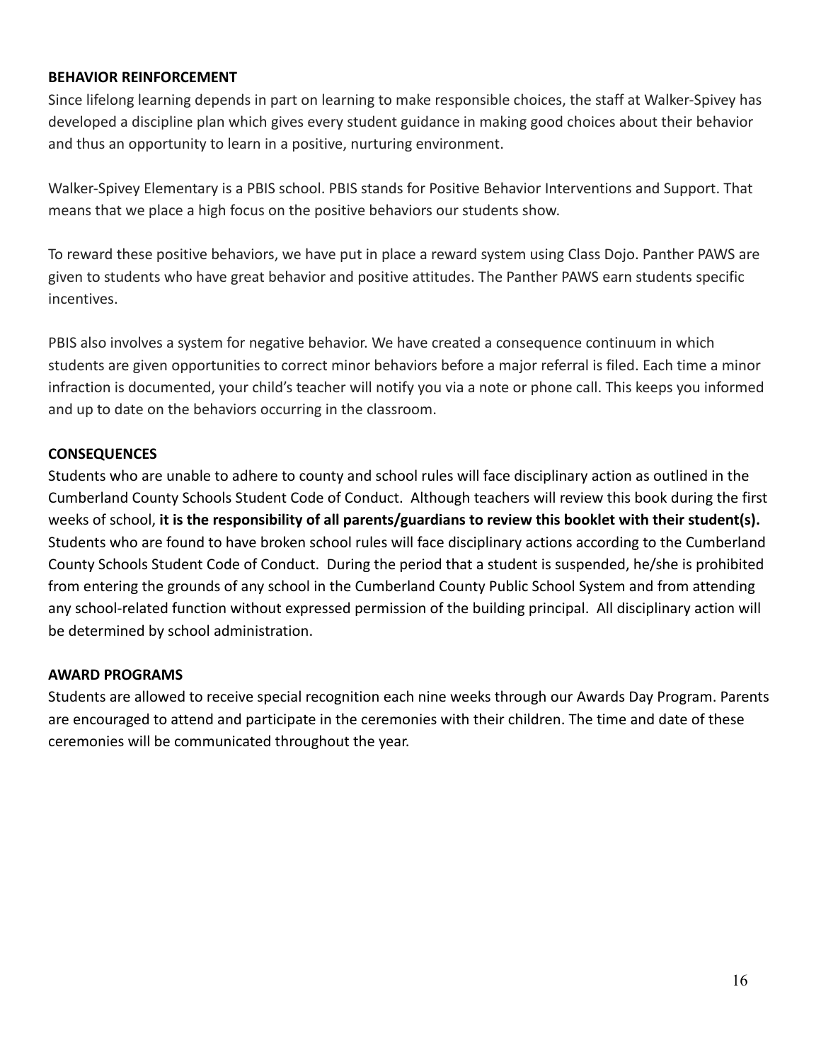## BEHAVIOR REINFORCEMENT

Since lifelong learning depends in part on learning to make responsible choices, the staff at Walker-Spivey has developed a discipline plan which gives every student guidance in making good choices about their behavior and thus an opportunity to learn in a positive, nurturing environment.

Walker-Spivey Elementary is a PBIS school. PBIS stands for Positive Behavior Interventions and Support. That means that we place a high focus on the positive behaviors our students show.

To reward these positive behaviors, we have put in place a reward system using Class Dojo. Panther PAWS are given to students who have great behavior and positive attitudes. The Panther PAWS earn students specific incentives.

PBIS also involves a system for negative behavior. We have created a consequence continuum in which students are given opportunities to correct minor behaviors before a major referral is filed. Each time a minor infraction is documented, your child's teacher will notify you via a note or phone call. This keeps you informed and up to date on the behaviors occurring in the classroom.

## CONSEQUENCES

Students who are unable to adhere to county and school rules will face disciplinary action as outlined in the Cumberland County Schools Student Code of Conduct. Although teachers will review this book during the first weeks of school, **it is the responsibility of all parents/guardians to review this booklet with their student(s).** Students who are found to have broken school rules will face disciplinary actions according to the Cumberland County Schools Student Code of Conduct. During the period that a student is suspended, he/she is prohibited from entering the grounds of any school in the Cumberland County Public School System and from attending any school-related function without expressed permission of the building principal. All disciplinary action will be determined by school administration.

## AWARD PROGRAMS

Students are allowed to receive special recognition each nine weeks through our Awards Day Program. Parents are encouraged to attend and participate in the ceremonies with their children. The time and date of these ceremonies will be communicated throughout the year.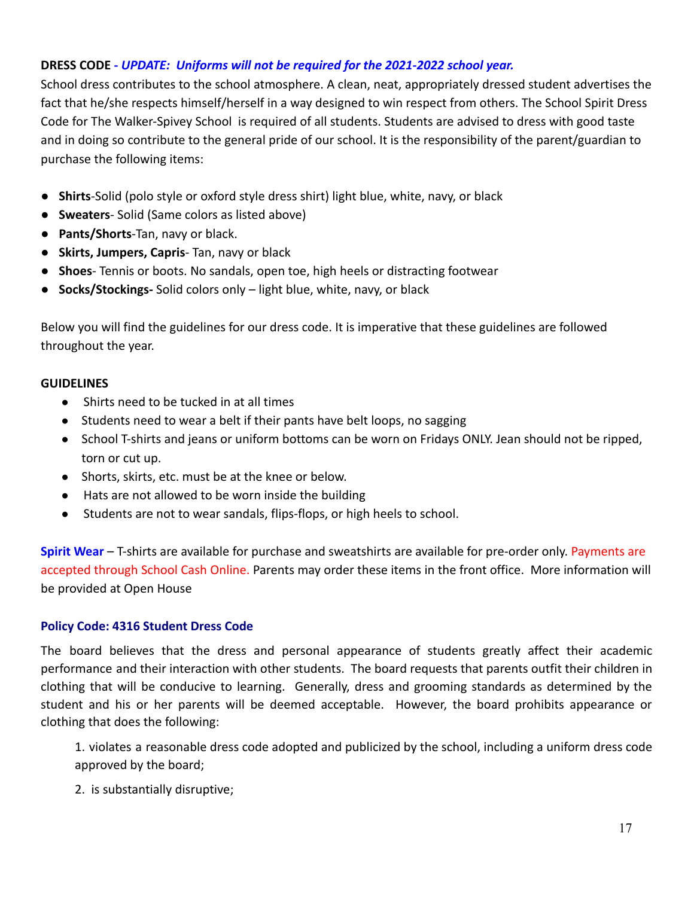**DRESS CODE** - ***UPDATE: Uniforms will not be required for the 2021-2022 school year.***

School dress contributes to the school atmosphere. A clean, neat, appropriately dressed student advertises the fact that he/she respects himself/herself in a way designed to win respect from others. The School Spirit Dress Code for The Walker-Spivey School is required of all students. Students are advised to dress with good taste and in doing so contribute to the general pride of our school. It is the responsibility of the parent/guardian to purchase the following items:

- **Shirts**-Solid (polo style or oxford style dress shirt) light blue, white, navy, or black
- **Sweaters**- Solid (Same colors as listed above)
- **Pants/Shorts**-Tan, navy or black.
- **Skirts, Jumpers, Capris**- Tan, navy or black
- **Shoes**- Tennis or boots. No sandals, open toe, high heels or distracting footwear
- **Socks/Stockings-** Solid colors only – light blue, white, navy, or black

Below you will find the guidelines for our dress code. It is imperative that these guidelines are followed throughout the year.

**GUIDELINES**

- Shirts need to be tucked in at all times
- Students need to wear a belt if their pants have belt loops, no sagging
- School T-shirts and jeans or uniform bottoms can be worn on Fridays ONLY. Jean should not be ripped, torn or cut up.
- Shorts, skirts, etc. must be at the knee or below.
- Hats are not allowed to be worn inside the building
- Students are not to wear sandals, flips-flops, or high heels to school.

**Spirit Wear** – T-shirts are available for purchase and sweatshirts are available for pre-order only. Payments are accepted through School Cash Online. Parents may order these items in the front office. More information will be provided at Open House

**Policy Code: 4316 Student Dress Code**

The board believes that the dress and personal appearance of students greatly affect their academic performance and their interaction with other students. The board requests that parents outfit their children in clothing that will be conducive to learning. Generally, dress and grooming standards as determined by the student and his or her parents will be deemed acceptable. However, the board prohibits appearance or clothing that does the following:

1. violates a reasonable dress code adopted and publicized by the school, including a uniform dress code approved by the board;
2. is substantially disruptive;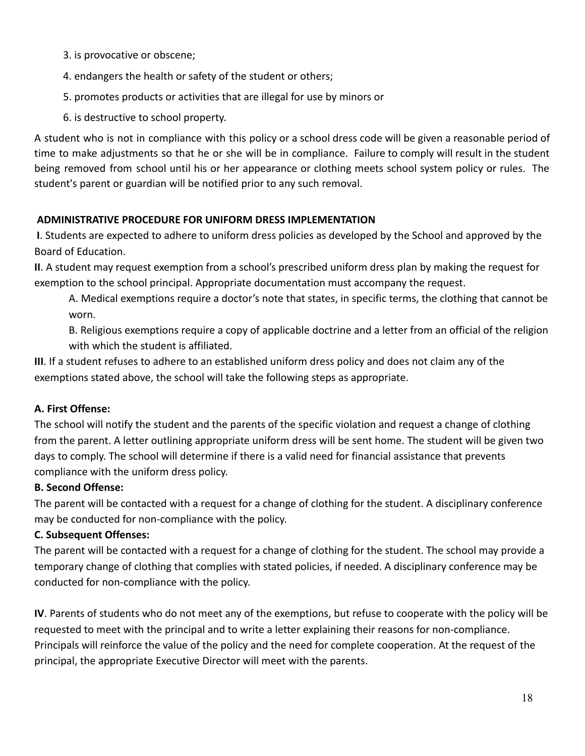3. is provocative or obscene;

4. endangers the health or safety of the student or others;

5. promotes products or activities that are illegal for use by minors or

6. is destructive to school property.

A student who is not in compliance with this policy or a school dress code will be given a reasonable period of time to make adjustments so that he or she will be in compliance. Failure to comply will result in the student being removed from school until his or her appearance or clothing meets school system policy or rules. The student's parent or guardian will be notified prior to any such removal.

**ADMINISTRATIVE PROCEDURE FOR UNIFORM DRESS IMPLEMENTATION**

**I**. Students are expected to adhere to uniform dress policies as developed by the School and approved by the Board of Education.

**II**. A student may request exemption from a school's prescribed uniform dress plan by making the request for exemption to the school principal. Appropriate documentation must accompany the request.

> A. Medical exemptions require a doctor's note that states, in specific terms, the clothing that cannot be worn.
>
> B. Religious exemptions require a copy of applicable doctrine and a letter from an official of the religion with which the student is affiliated.

**III**. If a student refuses to adhere to an established uniform dress policy and does not claim any of the exemptions stated above, the school will take the following steps as appropriate.

**A. First Offense:**

The school will notify the student and the parents of the specific violation and request a change of clothing from the parent. A letter outlining appropriate uniform dress will be sent home. The student will be given two days to comply. The school will determine if there is a valid need for financial assistance that prevents compliance with the uniform dress policy.

**B. Second Offense:**

The parent will be contacted with a request for a change of clothing for the student. A disciplinary conference may be conducted for non-compliance with the policy.

**C. Subsequent Offenses:**

The parent will be contacted with a request for a change of clothing for the student. The school may provide a temporary change of clothing that complies with stated policies, if needed. A disciplinary conference may be conducted for non-compliance with the policy.

**IV**. Parents of students who do not meet any of the exemptions, but refuse to cooperate with the policy will be requested to meet with the principal and to write a letter explaining their reasons for non-compliance. Principals will reinforce the value of the policy and the need for complete cooperation. At the request of the principal, the appropriate Executive Director will meet with the parents.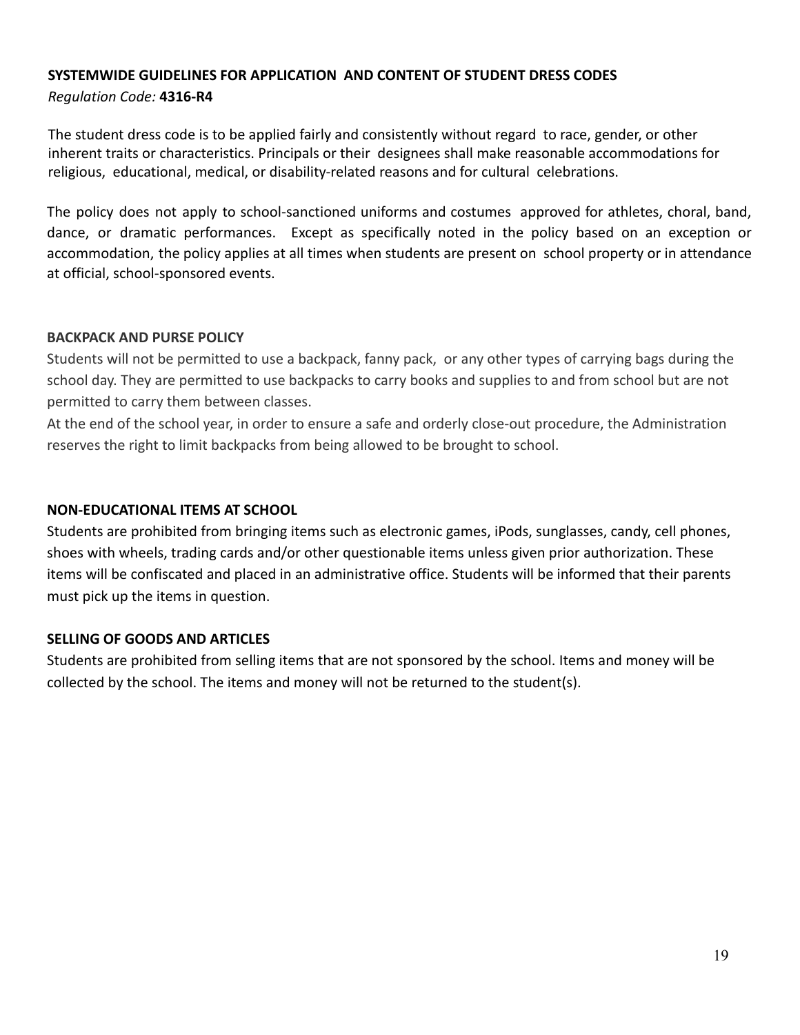## SYSTEMWIDE GUIDELINES FOR APPLICATION AND CONTENT OF STUDENT DRESS CODES

*Regulation Code:* **4316-R4**

The student dress code is to be applied fairly and consistently without regard to race, gender, or other inherent traits or characteristics. Principals or their designees shall make reasonable accommodations for religious, educational, medical, or disability-related reasons and for cultural celebrations.

The policy does not apply to school-sanctioned uniforms and costumes approved for athletes, choral, band, dance, or dramatic performances. Except as specifically noted in the policy based on an exception or accommodation, the policy applies at all times when students are present on school property or in attendance at official, school-sponsored events.

### BACKPACK AND PURSE POLICY

Students will not be permitted to use a backpack, fanny pack, or any other types of carrying bags during the school day. They are permitted to use backpacks to carry books and supplies to and from school but are not permitted to carry them between classes.

At the end of the school year, in order to ensure a safe and orderly close-out procedure, the Administration reserves the right to limit backpacks from being allowed to be brought to school.

### NON-EDUCATIONAL ITEMS AT SCHOOL

Students are prohibited from bringing items such as electronic games, iPods, sunglasses, candy, cell phones, shoes with wheels, trading cards and/or other questionable items unless given prior authorization. These items will be confiscated and placed in an administrative office. Students will be informed that their parents must pick up the items in question.

### SELLING OF GOODS AND ARTICLES

Students are prohibited from selling items that are not sponsored by the school. Items and money will be collected by the school. The items and money will not be returned to the student(s).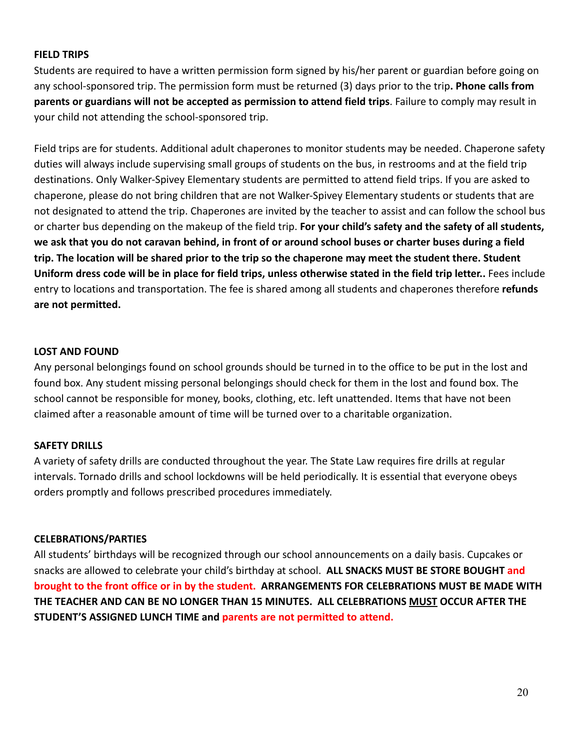**FIELD TRIPS**

Students are required to have a written permission form signed by his/her parent or guardian before going on any school-sponsored trip. The permission form must be returned (3) days prior to the trip**. Phone calls from parents or guardians will not be accepted as permission to attend field trips**. Failure to comply may result in your child not attending the school-sponsored trip.

Field trips are for students. Additional adult chaperones to monitor students may be needed. Chaperone safety duties will always include supervising small groups of students on the bus, in restrooms and at the field trip destinations. Only Walker-Spivey Elementary students are permitted to attend field trips. If you are asked to chaperone, please do not bring children that are not Walker-Spivey Elementary students or students that are not designated to attend the trip. Chaperones are invited by the teacher to assist and can follow the school bus or charter bus depending on the makeup of the field trip. **For your child's safety and the safety of all students, we ask that you do not caravan behind, in front of or around school buses or charter buses during a field trip. The location will be shared prior to the trip so the chaperone may meet the student there. Student Uniform dress code will be in place for field trips, unless otherwise stated in the field trip letter..** Fees include entry to locations and transportation. The fee is shared among all students and chaperones therefore **refunds are not permitted.**

**LOST AND FOUND**

Any personal belongings found on school grounds should be turned in to the office to be put in the lost and found box. Any student missing personal belongings should check for them in the lost and found box. The school cannot be responsible for money, books, clothing, etc. left unattended. Items that have not been claimed after a reasonable amount of time will be turned over to a charitable organization.

**SAFETY DRILLS**

A variety of safety drills are conducted throughout the year. The State Law requires fire drills at regular intervals. Tornado drills and school lockdowns will be held periodically. It is essential that everyone obeys orders promptly and follows prescribed procedures immediately.

**CELEBRATIONS/PARTIES**

All students' birthdays will be recognized through our school announcements on a daily basis. Cupcakes or snacks are allowed to celebrate your child's birthday at school. **ALL SNACKS MUST BE STORE BOUGHT and brought to the front office or in by the student. ARRANGEMENTS FOR CELEBRATIONS MUST BE MADE WITH THE TEACHER AND CAN BE NO LONGER THAN 15 MINUTES. ALL CELEBRATIONS MUST OCCUR AFTER THE STUDENT'S ASSIGNED LUNCH TIME and parents are not permitted to attend.**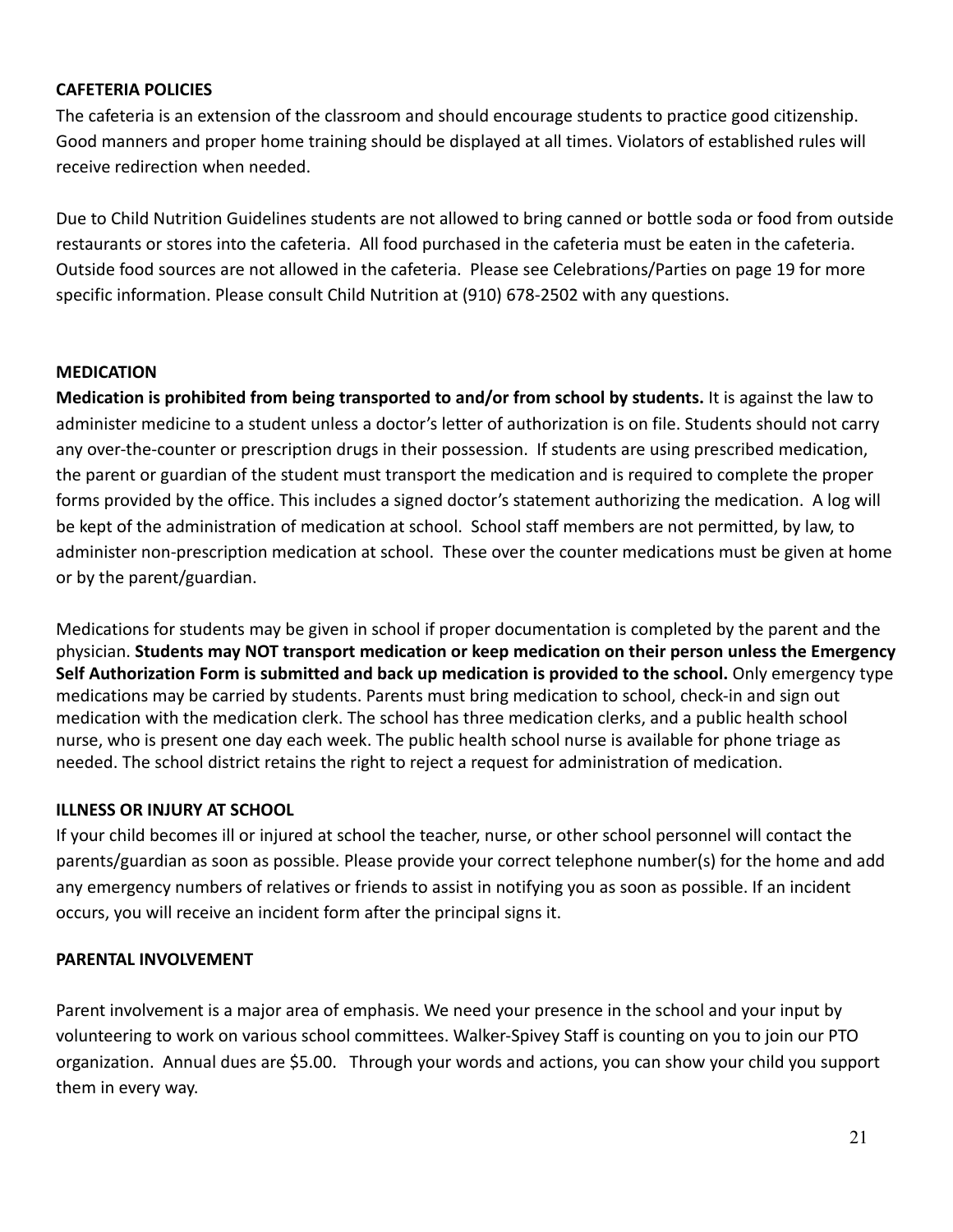**CAFETERIA POLICIES**

The cafeteria is an extension of the classroom and should encourage students to practice good citizenship. Good manners and proper home training should be displayed at all times. Violators of established rules will receive redirection when needed.

Due to Child Nutrition Guidelines students are not allowed to bring canned or bottle soda or food from outside restaurants or stores into the cafeteria. All food purchased in the cafeteria must be eaten in the cafeteria. Outside food sources are not allowed in the cafeteria. Please see Celebrations/Parties on page 19 for more specific information. Please consult Child Nutrition at (910) 678-2502 with any questions.

**MEDICATION**

**Medication is prohibited from being transported to and/or from school by students.** It is against the law to administer medicine to a student unless a doctor's letter of authorization is on file. Students should not carry any over-the-counter or prescription drugs in their possession. If students are using prescribed medication, the parent or guardian of the student must transport the medication and is required to complete the proper forms provided by the office. This includes a signed doctor's statement authorizing the medication. A log will be kept of the administration of medication at school. School staff members are not permitted, by law, to administer non-prescription medication at school. These over the counter medications must be given at home or by the parent/guardian.

Medications for students may be given in school if proper documentation is completed by the parent and the physician. **Students may NOT transport medication or keep medication on their person unless the Emergency Self Authorization Form is submitted and back up medication is provided to the school.** Only emergency type medications may be carried by students. Parents must bring medication to school, check-in and sign out medication with the medication clerk. The school has three medication clerks, and a public health school nurse, who is present one day each week. The public health school nurse is available for phone triage as needed. The school district retains the right to reject a request for administration of medication.

**ILLNESS OR INJURY AT SCHOOL**

If your child becomes ill or injured at school the teacher, nurse, or other school personnel will contact the parents/guardian as soon as possible. Please provide your correct telephone number(s) for the home and add any emergency numbers of relatives or friends to assist in notifying you as soon as possible. If an incident occurs, you will receive an incident form after the principal signs it.

**PARENTAL INVOLVEMENT**

Parent involvement is a major area of emphasis. We need your presence in the school and your input by volunteering to work on various school committees. Walker-Spivey Staff is counting on you to join our PTO organization. Annual dues are $5.00. Through your words and actions, you can show your child you support them in every way.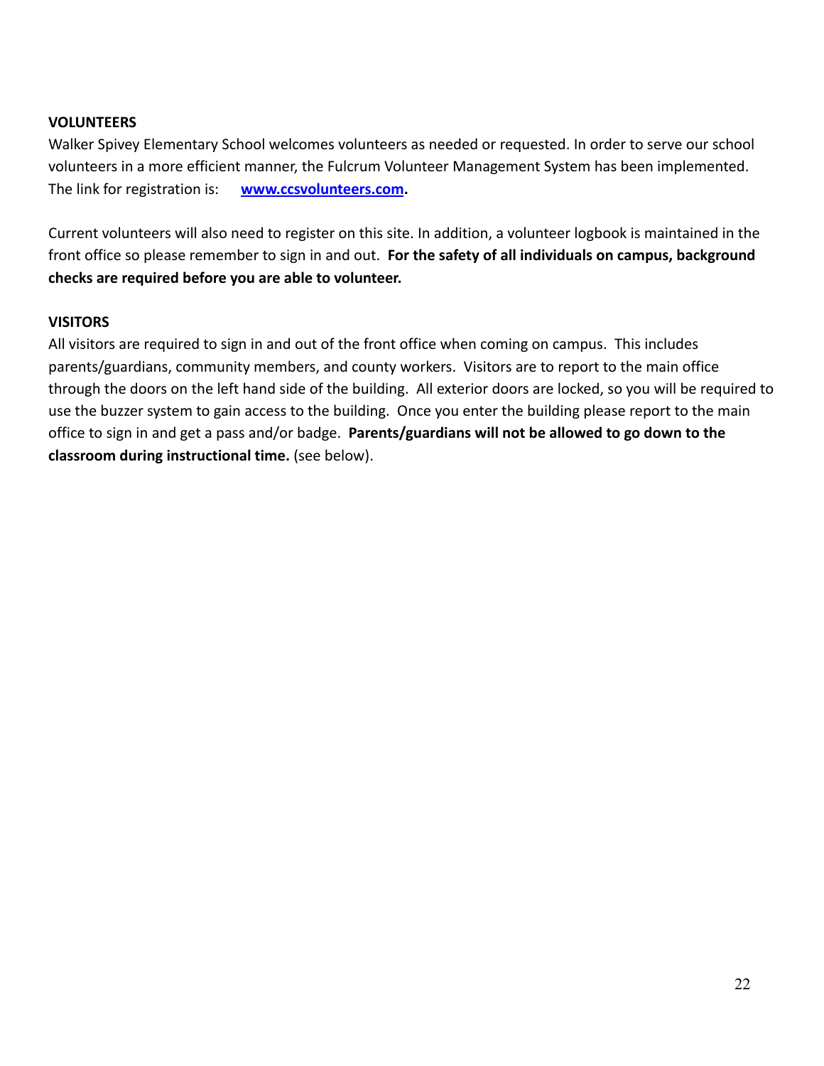**VOLUNTEERS**

Walker Spivey Elementary School welcomes volunteers as needed or requested. In order to serve our school volunteers in a more efficient manner, the Fulcrum Volunteer Management System has been implemented. The link for registration is: **www.ccsvolunteers.com.**

Current volunteers will also need to register on this site. In addition, a volunteer logbook is maintained in the front office so please remember to sign in and out. **For the safety of all individuals on campus, background checks are required before you are able to volunteer.**

**VISITORS**

All visitors are required to sign in and out of the front office when coming on campus. This includes parents/guardians, community members, and county workers. Visitors are to report to the main office through the doors on the left hand side of the building. All exterior doors are locked, so you will be required to use the buzzer system to gain access to the building. Once you enter the building please report to the main office to sign in and get a pass and/or badge. **Parents/guardians will not be allowed to go down to the classroom during instructional time.** (see below).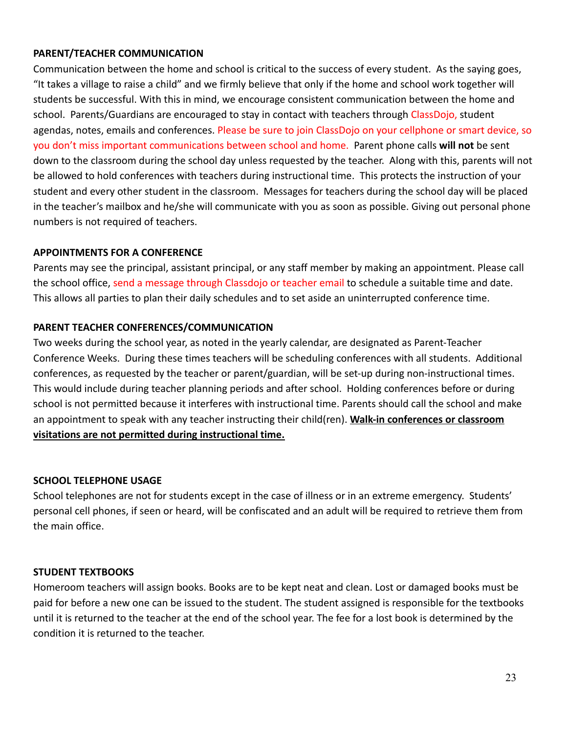## PARENT/TEACHER COMMUNICATION

Communication between the home and school is critical to the success of every student. As the saying goes, "It takes a village to raise a child" and we firmly believe that only if the home and school work together will students be successful. With this in mind, we encourage consistent communication between the home and school. Parents/Guardians are encouraged to stay in contact with teachers through ClassDojo, student agendas, notes, emails and conferences. Please be sure to join ClassDojo on your cellphone or smart device, so you don't miss important communications between school and home. Parent phone calls **will not** be sent down to the classroom during the school day unless requested by the teacher. Along with this, parents will not be allowed to hold conferences with teachers during instructional time. This protects the instruction of your student and every other student in the classroom. Messages for teachers during the school day will be placed in the teacher's mailbox and he/she will communicate with you as soon as possible. Giving out personal phone numbers is not required of teachers.

## APPOINTMENTS FOR A CONFERENCE

Parents may see the principal, assistant principal, or any staff member by making an appointment. Please call the school office, send a message through Classdojo or teacher email to schedule a suitable time and date. This allows all parties to plan their daily schedules and to set aside an uninterrupted conference time.

## PARENT TEACHER CONFERENCES/COMMUNICATION

Two weeks during the school year, as noted in the yearly calendar, are designated as Parent-Teacher Conference Weeks. During these times teachers will be scheduling conferences with all students. Additional conferences, as requested by the teacher or parent/guardian, will be set-up during non-instructional times. This would include during teacher planning periods and after school. Holding conferences before or during school is not permitted because it interferes with instructional time. Parents should call the school and make an appointment to speak with any teacher instructing their child(ren). **Walk-in conferences or classroom visitations are not permitted during instructional time.**

## SCHOOL TELEPHONE USAGE

School telephones are not for students except in the case of illness or in an extreme emergency. Students' personal cell phones, if seen or heard, will be confiscated and an adult will be required to retrieve them from the main office.

## STUDENT TEXTBOOKS

Homeroom teachers will assign books. Books are to be kept neat and clean. Lost or damaged books must be paid for before a new one can be issued to the student. The student assigned is responsible for the textbooks until it is returned to the teacher at the end of the school year. The fee for a lost book is determined by the condition it is returned to the teacher.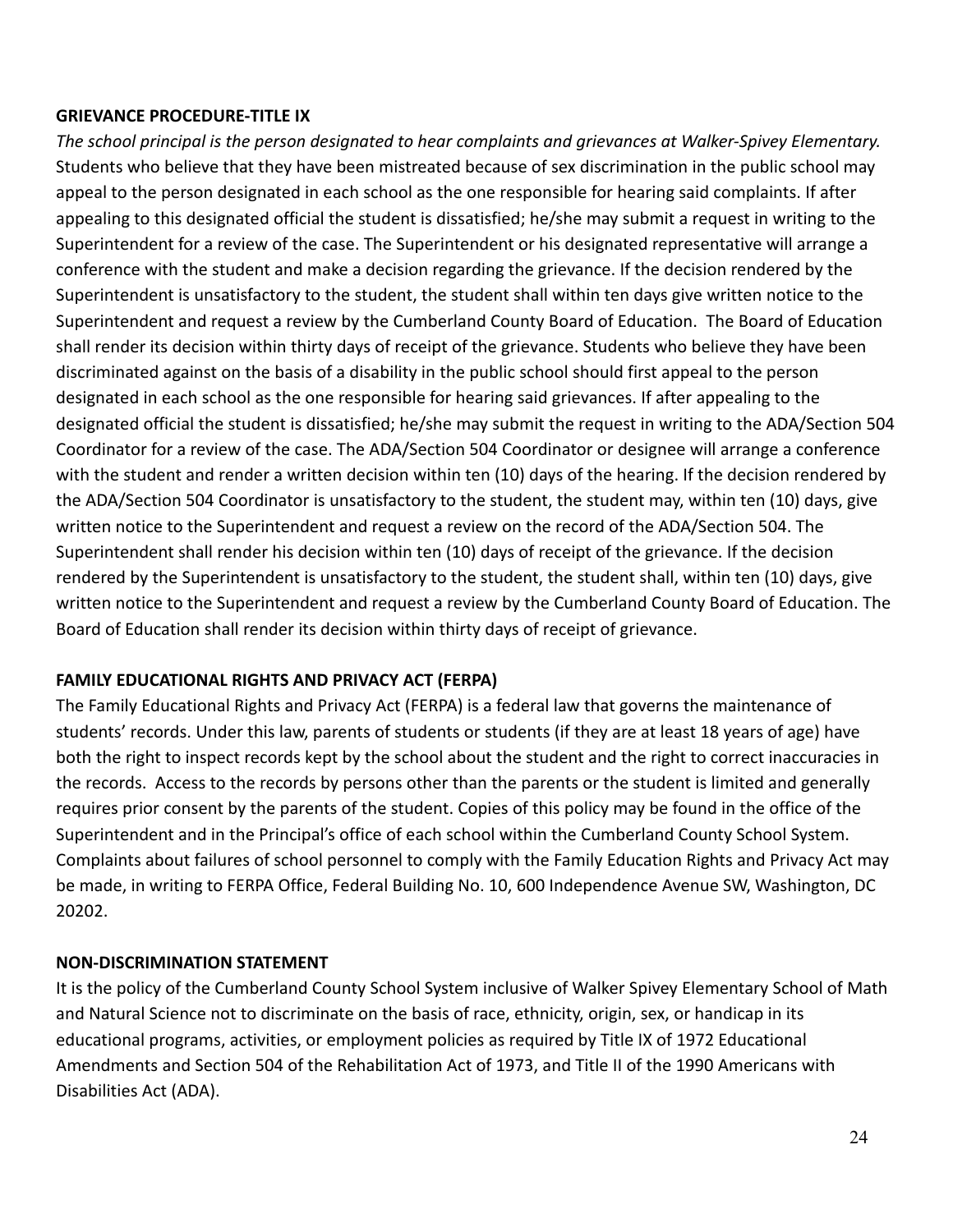**GRIEVANCE PROCEDURE-TITLE IX**

*The school principal is the person designated to hear complaints and grievances at Walker-Spivey Elementary.* Students who believe that they have been mistreated because of sex discrimination in the public school may appeal to the person designated in each school as the one responsible for hearing said complaints. If after appealing to this designated official the student is dissatisfied; he/she may submit a request in writing to the Superintendent for a review of the case. The Superintendent or his designated representative will arrange a conference with the student and make a decision regarding the grievance. If the decision rendered by the Superintendent is unsatisfactory to the student, the student shall within ten days give written notice to the Superintendent and request a review by the Cumberland County Board of Education. The Board of Education shall render its decision within thirty days of receipt of the grievance. Students who believe they have been discriminated against on the basis of a disability in the public school should first appeal to the person designated in each school as the one responsible for hearing said grievances. If after appealing to the designated official the student is dissatisfied; he/she may submit the request in writing to the ADA/Section 504 Coordinator for a review of the case. The ADA/Section 504 Coordinator or designee will arrange a conference with the student and render a written decision within ten (10) days of the hearing. If the decision rendered by the ADA/Section 504 Coordinator is unsatisfactory to the student, the student may, within ten (10) days, give written notice to the Superintendent and request a review on the record of the ADA/Section 504. The Superintendent shall render his decision within ten (10) days of receipt of the grievance. If the decision rendered by the Superintendent is unsatisfactory to the student, the student shall, within ten (10) days, give written notice to the Superintendent and request a review by the Cumberland County Board of Education. The Board of Education shall render its decision within thirty days of receipt of grievance.

**FAMILY EDUCATIONAL RIGHTS AND PRIVACY ACT (FERPA)**

The Family Educational Rights and Privacy Act (FERPA) is a federal law that governs the maintenance of students' records. Under this law, parents of students or students (if they are at least 18 years of age) have both the right to inspect records kept by the school about the student and the right to correct inaccuracies in the records. Access to the records by persons other than the parents or the student is limited and generally requires prior consent by the parents of the student. Copies of this policy may be found in the office of the Superintendent and in the Principal's office of each school within the Cumberland County School System. Complaints about failures of school personnel to comply with the Family Education Rights and Privacy Act may be made, in writing to FERPA Office, Federal Building No. 10, 600 Independence Avenue SW, Washington, DC 20202.

**NON-DISCRIMINATION STATEMENT**

It is the policy of the Cumberland County School System inclusive of Walker Spivey Elementary School of Math and Natural Science not to discriminate on the basis of race, ethnicity, origin, sex, or handicap in its educational programs, activities, or employment policies as required by Title IX of 1972 Educational Amendments and Section 504 of the Rehabilitation Act of 1973, and Title II of the 1990 Americans with Disabilities Act (ADA).